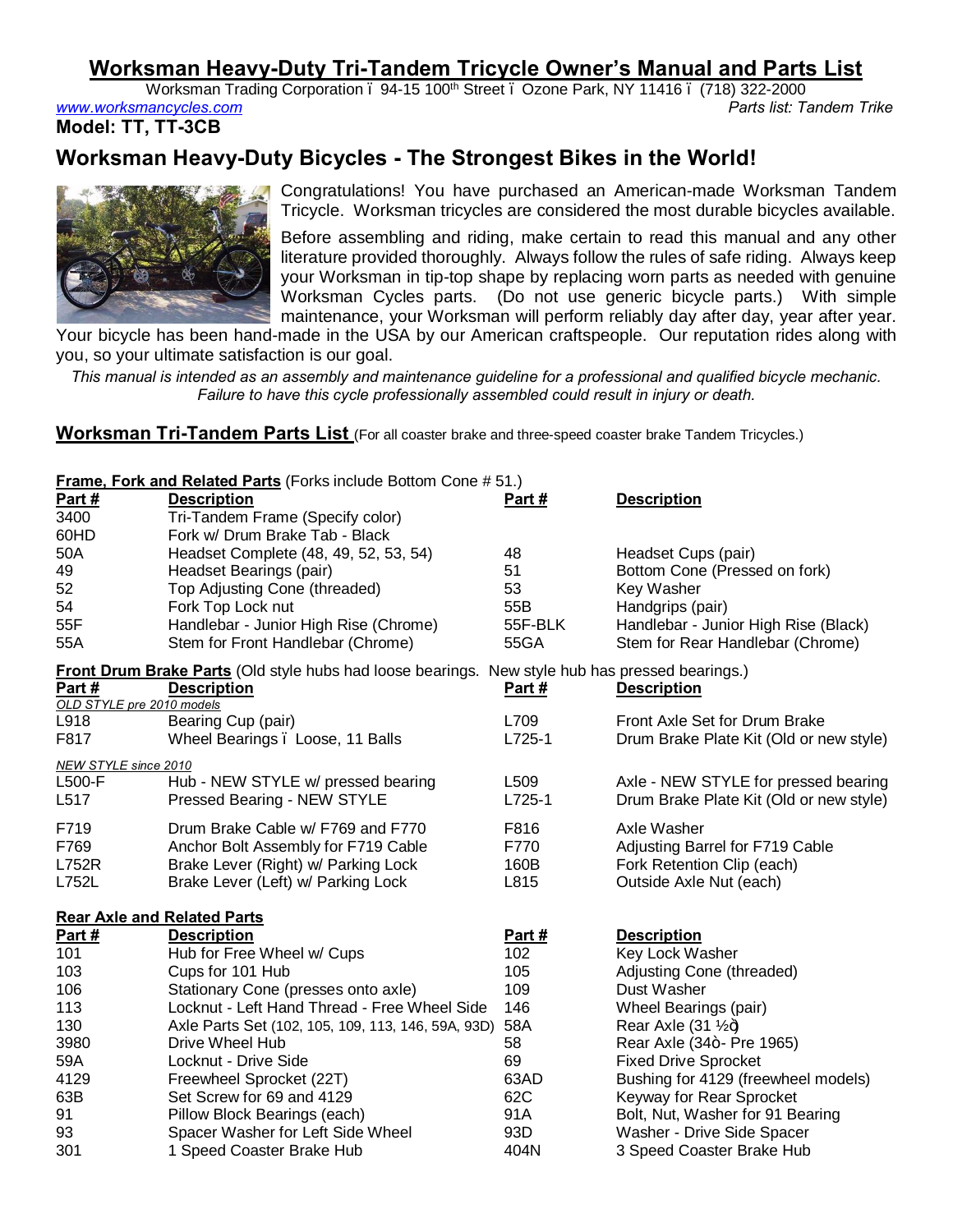# Worksman Heavy-Duty Tri-Tandem Tricycle Owner's Manual and Parts List

Worksman Trading Corporation ï 94-15 100th Street ï Ozone Park, NY 11416 ï (718) 322-2000

www.worksmancycles.com — *Parts list: Tandem Trike*

**Model: TT, TT-3CB**

## Worksman Heavy-Duty Bicycles - The Strongest Bikes in the World!

Congratulations! You have purchased an American-made Worksman Tandem Tricycle. Worksman tricycles are considered the most durable bicycles available.

Before assembling and riding, make certain to read this manual and any other literature provided thoroughly. Always follow the rules of safe riding. Always keep your Worksman in tip-top shape by replacing worn parts as needed with genuine Worksman Cycles parts. (Do not use generic bicycle parts.) With simple maintenance, your Worksman will perform reliably day after day, year after year. Your bicycle has been hand-made in the USA by our American craftspeople. Our reputation rides along with you, so your ultimate satisfaction is our goal.

*This manual is intended as an assembly and maintenance guideline for a professional and qualified bicycle mechanic. Failure to have this cycle professionally assembled could result in injury or death.*

## Worksman Tri-Tandem Parts List (For all coaster brake and three-speed coaster brake Tandem Tricycles.)

**Frame, Fork and Related Parts** (Forks include Bottom Cone # 51.)

| Part # | Description | Part # | Description |
|---|---|---|---|
| 3400 | Tri-Tandem Frame (Specify color) | | |
| 60HD | Fork w/ Drum Brake Tab - Black | | |
| 50A | Headset Complete (48, 49, 52, 53, 54) | 48 | Headset Cups (pair) |
| 49 | Headset Bearings (pair) | 51 | Bottom Cone (Pressed on fork) |
| 52 | Top Adjusting Cone (threaded) | 53 | Key Washer |
| 54 | Fork Top Lock nut | 55B | Handgrips (pair) |
| 55F | Handlebar - Junior High Rise (Chrome) | 55F-BLK | Handlebar - Junior High Rise (Black) |
| 55A | Stem for Front Handlebar (Chrome) | 55GA | Stem for Rear Handlebar (Chrome) |

**Front Drum Brake Parts** (Old style hubs had loose bearings. New style hub has pressed bearings.)

| Part # | Description | Part # | Description |
|---|---|---|---|
| *OLD STYLE pre 2010 models* | | | |
| L918 | Bearing Cup (pair) | L709 | Front Axle Set for Drum Brake |
| F817 | Wheel Bearings ï Loose, 11 Balls | L725-1 | Drum Brake Plate Kit (Old or new style) |
| *NEW STYLE since 2010* | | | |
| L500-F | Hub - NEW STYLE w/ pressed bearing | L509 | Axle - NEW STYLE for pressed bearing |
| L517 | Pressed Bearing - NEW STYLE | L725-1 | Drum Brake Plate Kit (Old or new style) |
| F719 | Drum Brake Cable w/ F769 and F770 | F816 | Axle Washer |
| F769 | Anchor Bolt Assembly for F719 Cable | F770 | Adjusting Barrel for F719 Cable |
| L752R | Brake Lever (Right) w/ Parking Lock | 160B | Fork Retention Clip (each) |
| L752L | Brake Lever (Left) w/ Parking Lock | L815 | Outside Axle Nut (each) |

**Rear Axle and Related Parts**

| Part # | Description | Part # | Description |
|---|---|---|---|
| 101 | Hub for Free Wheel w/ Cups | 102 | Key Lock Washer |
| 103 | Cups for 101 Hub | 105 | Adjusting Cone (threaded) |
| 106 | Stationary Cone (presses onto axle) | 109 | Dust Washer |
| 113 | Locknut - Left Hand Thread - Free Wheel Side | 146 | Wheel Bearings (pair) |
| 130 | Axle Parts Set (102, 105, 109, 113, 146, 59A, 93D) | 58A | Rear Axle (31 ½ò) |
| 3980 | Drive Wheel Hub | 58 | Rear Axle (34ò- Pre 1965) |
| 59A | Locknut - Drive Side | 69 | Fixed Drive Sprocket |
| 4129 | Freewheel Sprocket (22T) | 63AD | Bushing for 4129 (freewheel models) |
| 63B | Set Screw for 69 and 4129 | 62C | Keyway for Rear Sprocket |
| 91 | Pillow Block Bearings (each) | 91A | Bolt, Nut, Washer for 91 Bearing |
| 93 | Spacer Washer for Left Side Wheel | 93D | Washer - Drive Side Spacer |
| 301 | 1 Speed Coaster Brake Hub | 404N | 3 Speed Coaster Brake Hub |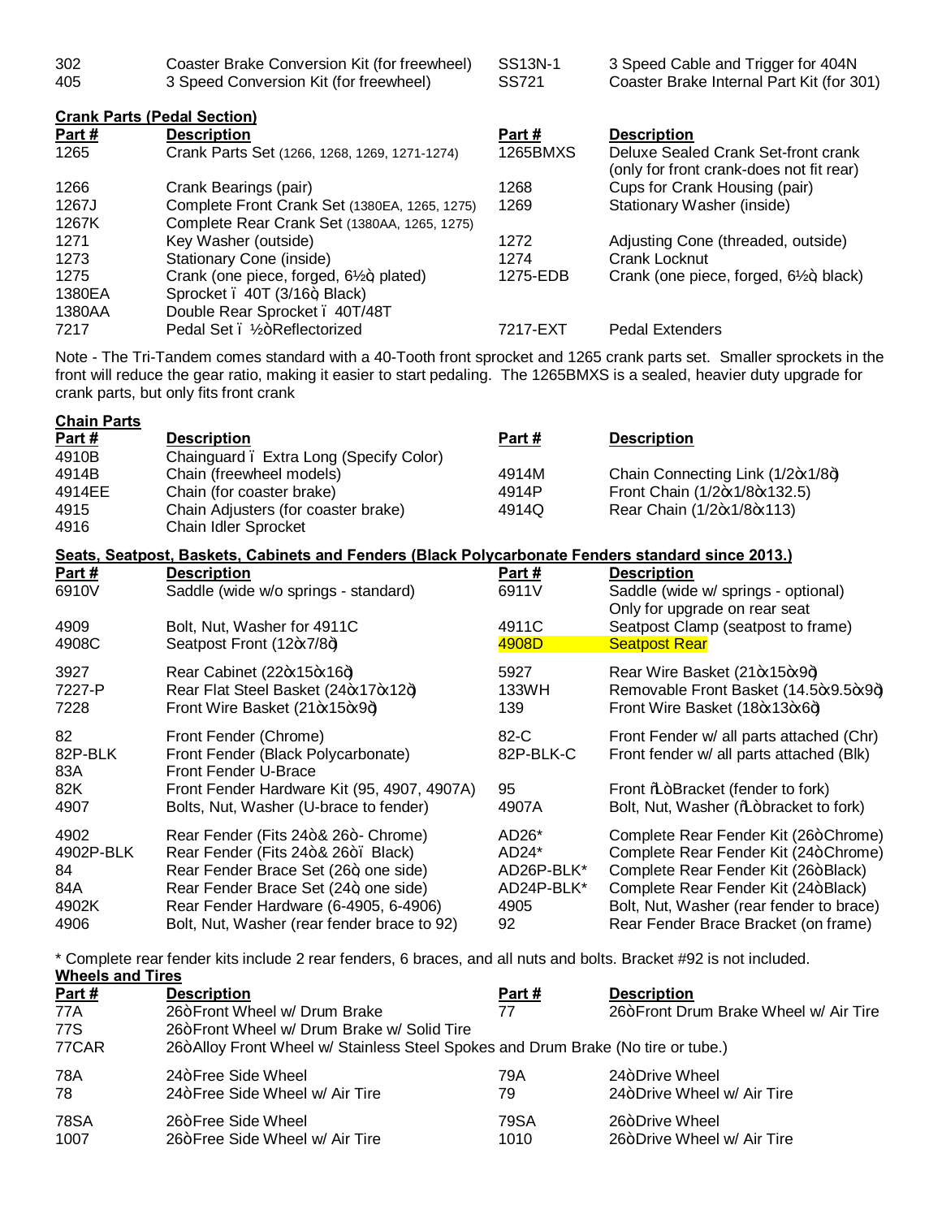| | | | |
|---|---|---|---|
| 302 | Coaster Brake Conversion Kit (for freewheel) | SS13N-1 | 3 Speed Cable and Trigger for 404N |
| 405 | 3 Speed Conversion Kit (for freewheel) | SS721 | Coaster Brake Internal Part Kit (for 301) |

**Crank Parts (Pedal Section)**

| Part # | Description | Part # | Description |
|---|---|---|---|
| 1265 | Crank Parts Set (1266, 1268, 1269, 1271-1274) | 1265BMXS | Deluxe Sealed Crank Set-front crank (only for front crank-does not fit rear) |
| 1266 | Crank Bearings (pair) | 1268 | Cups for Crank Housing (pair) |
| 1267J | Complete Front Crank Set (1380EA, 1265, 1275) | 1269 | Stationary Washer (inside) |
| 1267K | Complete Rear Crank Set (1380AA, 1265, 1275) | | |
| 1271 | Key Washer (outside) | 1272 | Adjusting Cone (threaded, outside) |
| 1273 | Stationary Cone (inside) | 1274 | Crank Locknut |
| 1275 | Crank (one piece, forged, 6½" plated) | 1275-EDB | Crank (one piece, forged, 6½" black) |
| 1380EA | Sprocket – 40T (3/16" Black) | | |
| 1380AA | Double Rear Sprocket – 40T/48T | | |
| 7217 | Pedal Set – ½" Reflectorized | 7217-EXT | Pedal Extenders |

Note - The Tri-Tandem comes standard with a 40-Tooth front sprocket and 1265 crank parts set. Smaller sprockets in the front will reduce the gear ratio, making it easier to start pedaling. The 1265BMXS is a sealed, heavier duty upgrade for crank parts, but only fits front crank

**Chain Parts**

| Part # | Description | Part # | Description |
|---|---|---|---|
| 4910B | Chainguard – Extra Long (Specify Color) | | |
| 4914B | Chain (freewheel models) | 4914M | Chain Connecting Link (1/2"x1/8") |
| 4914EE | Chain (for coaster brake) | 4914P | Front Chain (1/2"x1/8"x132.5) |
| 4915 | Chain Adjusters (for coaster brake) | 4914Q | Rear Chain (1/2"x1/8"x113) |
| 4916 | Chain Idler Sprocket | | |

**Seats, Seatpost, Baskets, Cabinets and Fenders (Black Polycarbonate Fenders standard since 2013.)**

| Part # | Description | Part # | Description |
|---|---|---|---|
| 6910V | Saddle (wide w/o springs - standard) | 6911V | Saddle (wide w/ springs - optional) Only for upgrade on rear seat |
| 4909 | Bolt, Nut, Washer for 4911C | 4911C | Seatpost Clamp (seatpost to frame) |
| 4908C | Seatpost Front (12"x7/8") | 4908D | Seatpost Rear |
| 3927 | Rear Cabinet (22"x15"x16") | 5927 | Rear Wire Basket (21"x15"x9") |
| 7227-P | Rear Flat Steel Basket (24"x17"x12") | 133WH | Removable Front Basket (14.5"x9.5"x9") |
| 7228 | Front Wire Basket (21"x15"x9") | 139 | Front Wire Basket (18"x13"x6") |
| 82 | Front Fender (Chrome) | 82-C | Front Fender w/ all parts attached (Chr) |
| 82P-BLK | Front Fender (Black Polycarbonate) | 82P-BLK-C | Front fender w/ all parts attached (Blk) |
| 83A | Front Fender U-Brace | | |
| 82K | Front Fender Hardware Kit (95, 4907, 4907A) | 95 | Front "L" Bracket (fender to fork) |
| 4907 | Bolts, Nut, Washer (U-brace to fender) | 4907A | Bolt, Nut, Washer ("L" bracket to fork) |
| 4902 | Rear Fender (Fits 24" & 26" - Chrome) | AD26* | Complete Rear Fender Kit (26" Chrome) |
| 4902P-BLK | Rear Fender (Fits 24" & 26" – Black) | AD24* | Complete Rear Fender Kit (24" Chrome) |
| 84 | Rear Fender Brace Set (26", one side) | AD26P-BLK* | Complete Rear Fender Kit (26" Black) |
| 84A | Rear Fender Brace Set (24", one side) | AD24P-BLK* | Complete Rear Fender Kit (24" Black) |
| 4902K | Rear Fender Hardware (6-4905, 6-4906) | 4905 | Bolt, Nut, Washer (rear fender to brace) |
| 4906 | Bolt, Nut, Washer (rear fender brace to 92) | 92 | Rear Fender Brace Bracket (on frame) |

\* Complete rear fender kits include 2 rear fenders, 6 braces, and all nuts and bolts. Bracket #92 is not included.

**Wheels and Tires**

| Part # | Description | Part # | Description |
|---|---|---|---|
| 77A | 26" Front Wheel w/ Drum Brake | 77 | 26" Front Drum Brake Wheel w/ Air Tire |
| 77S | 26" Front Wheel w/ Drum Brake w/ Solid Tire | | |
| 77CAR | 26" Alloy Front Wheel w/ Stainless Steel Spokes and Drum Brake (No tire or tube.) | | |
| 78A | 24" Free Side Wheel | 79A | 24" Drive Wheel |
| 78 | 24" Free Side Wheel w/ Air Tire | 79 | 24" Drive Wheel w/ Air Tire |
| 78SA | 26" Free Side Wheel | 79SA | 26" Drive Wheel |
| 1007 | 26" Free Side Wheel w/ Air Tire | 1010 | 26" Drive Wheel w/ Air Tire |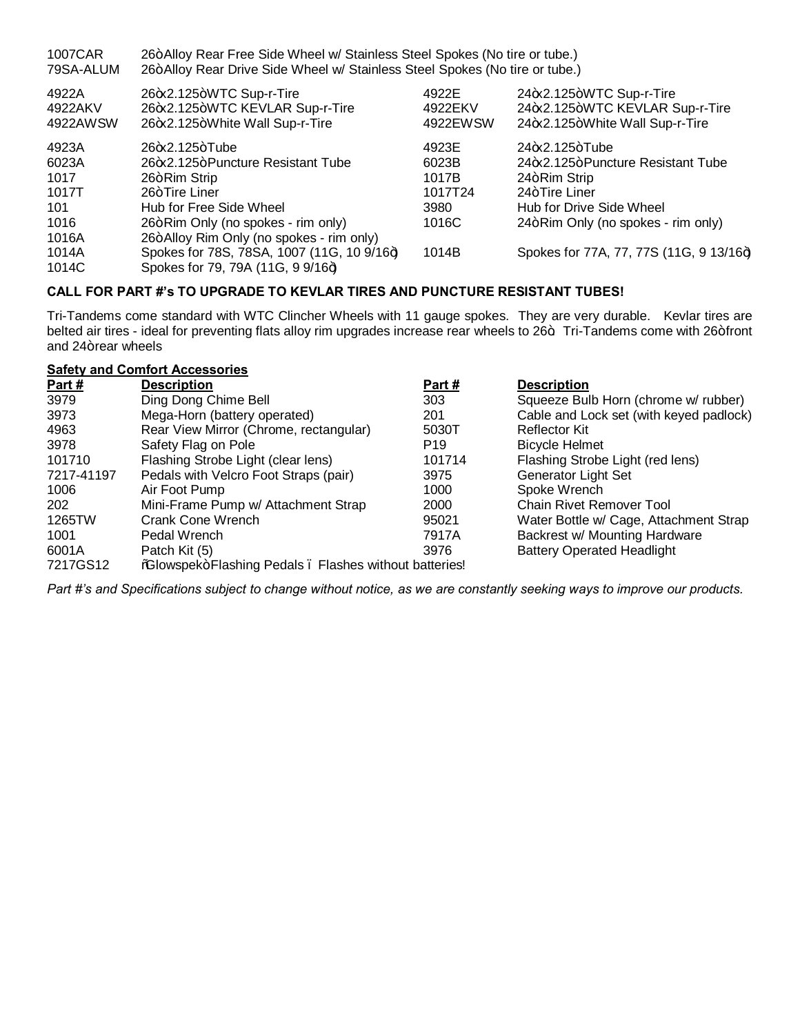| Part # | Description | | |
|---|---|---|---|
| 1007CAR | 26ò Alloy Rear Free Side Wheel w/ Stainless Steel Spokes (No tire or tube.) | | |
| 79SA-ALUM | 26ò Alloy Rear Drive Side Wheel w/ Stainless Steel Spokes (No tire or tube.) | | |

| Part # | Description | Part # | Description |
|---|---|---|---|
| 4922A | 26òx2.125ò WTC Sup-r-Tire | 4922E | 24òx2.125ò WTC Sup-r-Tire |
| 4922AKV | 26òx2.125ò WTC KEVLAR Sup-r-Tire | 4922EKV | 24òx2.125ò WTC KEVLAR Sup-r-Tire |
| 4922AWSW | 26òx2.125ò White Wall Sup-r-Tire | 4922EWSW | 24òx2.125ò White Wall Sup-r-Tire |
| 4923A | 26òx2.125ò Tube | 4923E | 24òx2.125ò Tube |
| 6023A | 26òx2.125ò Puncture Resistant Tube | 6023B | 24òx2.125ò Puncture Resistant Tube |
| 1017 | 26ò Rim Strip | 1017B | 24ò Rim Strip |
| 1017T | 26ò Tire Liner | 1017T24 | 24ò Tire Liner |
| 101 | Hub for Free Side Wheel | 3980 | Hub for Drive Side Wheel |
| 1016 | 26ò Rim Only (no spokes - rim only) | 1016C | 24ò Rim Only (no spokes - rim only) |
| 1016A | 26ò Alloy Rim Only (no spokes - rim only) | | |
| 1014A | Spokes for 78S, 78SA, 1007 (11G, 10 9/16ò) | 1014B | Spokes for 77A, 77, 77S (11G, 9 13/16ò) |
| 1014C | Spokes for 79, 79A (11G, 9 9/16ò) | | |

**CALL FOR PART #'s TO UPGRADE TO KEVLAR TIRES AND PUNCTURE RESISTANT TUBES!**

Tri-Tandems come standard with WTC Clincher Wheels with 11 gauge spokes. They are very durable. Kevlar tires are belted air tires - ideal for preventing flats alloy rim upgrades increase rear wheels to 26ò. Tri-Tandems come with 26ò front and 24ò rear wheels

**Safety and Comfort Accessories**

| Part # | Description | Part # | Description |
|---|---|---|---|
| 3979 | Ding Dong Chime Bell | 303 | Squeeze Bulb Horn (chrome w/ rubber) |
| 3973 | Mega-Horn (battery operated) | 201 | Cable and Lock set (with keyed padlock) |
| 4963 | Rear View Mirror (Chrome, rectangular) | 5030T | Reflector Kit |
| 3978 | Safety Flag on Pole | P19 | Bicycle Helmet |
| 101710 | Flashing Strobe Light (clear lens) | 101714 | Flashing Strobe Light (red lens) |
| 7217-41197 | Pedals with Velcro Foot Straps (pair) | 3975 | Generator Light Set |
| 1006 | Air Foot Pump | 1000 | Spoke Wrench |
| 202 | Mini-Frame Pump w/ Attachment Strap | 2000 | Chain Rivet Remover Tool |
| 1265TW | Crank Cone Wrench | 95021 | Water Bottle w/ Cage, Attachment Strap |
| 1001 | Pedal Wrench | 7917A | Backrest w/ Mounting Hardware |
| 6001A | Patch Kit (5) | 3976 | Battery Operated Headlight |
| 7217GS12 | õGlowspekò Flashing Pedals ó Flashes without batteries! | | |

*Part #'s and Specifications subject to change without notice, as we are constantly seeking ways to improve our products.*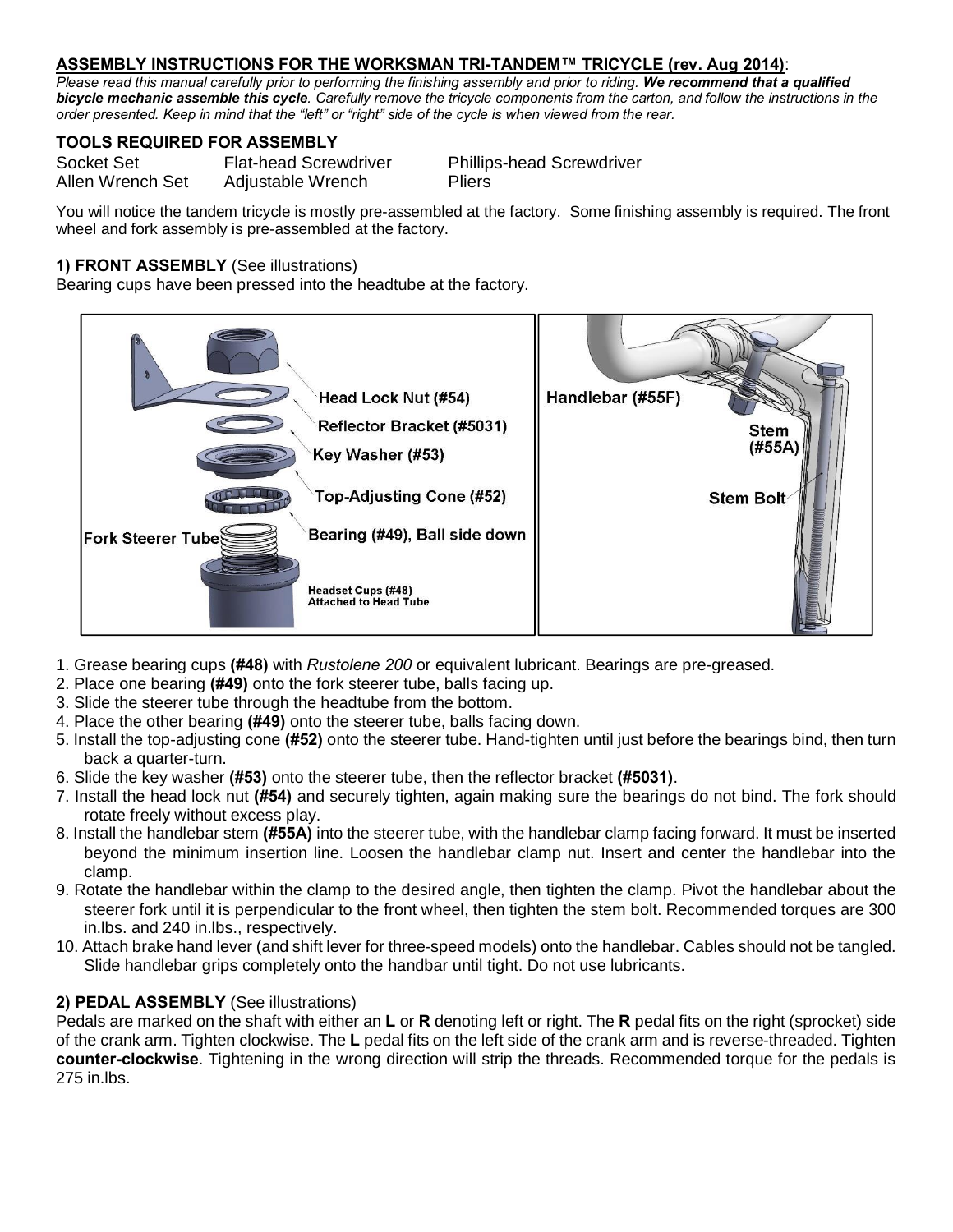## ASSEMBLY INSTRUCTIONS FOR THE WORKSMAN TRI-TANDEM™ TRICYCLE (rev. Aug 2014):

*Please read this manual carefully prior to performing the finishing assembly and prior to riding. **We recommend that a qualified bicycle mechanic assemble this cycle**. Carefully remove the tricycle components from the carton, and follow the instructions in the order presented. Keep in mind that the "left" or "right" side of the cycle is when viewed from the rear.*

### TOOLS REQUIRED FOR ASSEMBLY

| | | |
|---|---|---|
| Socket Set | Flat-head Screwdriver | Phillips-head Screwdriver |
| Allen Wrench Set | Adjustable Wrench | Pliers |

You will notice the tandem tricycle is mostly pre-assembled at the factory. Some finishing assembly is required. The front wheel and fork assembly is pre-assembled at the factory.

### 1) FRONT ASSEMBLY (See illustrations)

Bearing cups have been pressed into the headtube at the factory.

Head Lock Nut (#54)
Reflector Bracket (#5031)
Key Washer (#53)
Top-Adjusting Cone (#52)
Bearing (#49), Ball side down
Fork Steerer Tube
Headset Cups (#48) Attached to Head Tube

Handlebar (#55F)
Stem (#55A)
Stem Bolt

1. Grease bearing cups **(#48)** with *Rustolene 200* or equivalent lubricant. Bearings are pre-greased.
2. Place one bearing **(#49)** onto the fork steerer tube, balls facing up.
3. Slide the steerer tube through the headtube from the bottom.
4. Place the other bearing **(#49)** onto the steerer tube, balls facing down.
5. Install the top-adjusting cone **(#52)** onto the steerer tube. Hand-tighten until just before the bearings bind, then turn back a quarter-turn.
6. Slide the key washer **(#53)** onto the steerer tube, then the reflector bracket **(#5031)**.
7. Install the head lock nut **(#54)** and securely tighten, again making sure the bearings do not bind. The fork should rotate freely without excess play.
8. Install the handlebar stem **(#55A)** into the steerer tube, with the handlebar clamp facing forward. It must be inserted beyond the minimum insertion line. Loosen the handlebar clamp nut. Insert and center the handlebar into the clamp.
9. Rotate the handlebar within the clamp to the desired angle, then tighten the clamp. Pivot the handlebar about the steerer fork until it is perpendicular to the front wheel, then tighten the stem bolt. Recommended torques are 300 in.lbs. and 240 in.lbs., respectively.
10. Attach brake hand lever (and shift lever for three-speed models) onto the handlebar. Cables should not be tangled. Slide handlebar grips completely onto the handbar until tight. Do not use lubricants.

### 2) PEDAL ASSEMBLY (See illustrations)

Pedals are marked on the shaft with either an **L** or **R** denoting left or right. The **R** pedal fits on the right (sprocket) side of the crank arm. Tighten clockwise. The **L** pedal fits on the left side of the crank arm and is reverse-threaded. Tighten **counter-clockwise**. Tightening in the wrong direction will strip the threads. Recommended torque for the pedals is 275 in.lbs.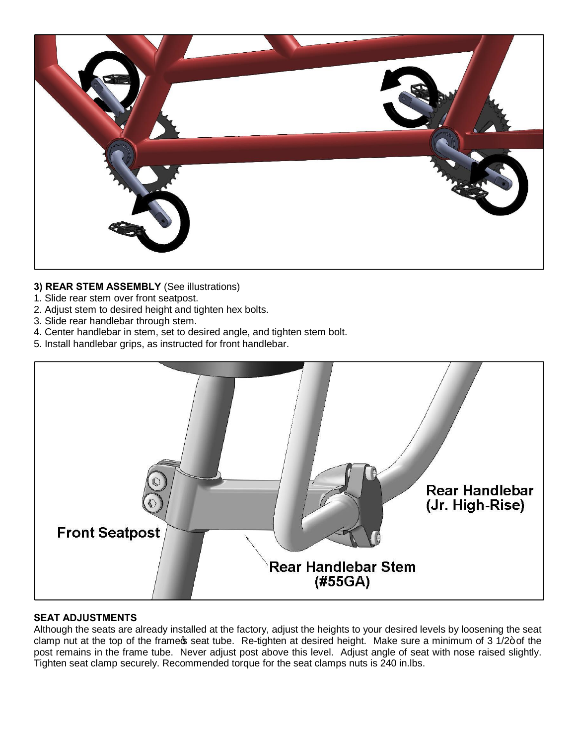**3) REAR STEM ASSEMBLY** (See illustrations)

1. Slide rear stem over front seatpost.
2. Adjust stem to desired height and tighten hex bolts.
3. Slide rear handlebar through stem.
4. Center handlebar in stem, set to desired angle, and tighten stem bolt.
5. Install handlebar grips, as instructed for front handlebar.

Rear Handlebar (Jr. High-Rise)

Front Seatpost

Rear Handlebar Stem (#55GA)

**SEAT ADJUSTMENTS**

Although the seats are already installed at the factory, adjust the heights to your desired levels by loosening the seat clamp nut at the top of the frame's seat tube. Re-tighten at desired height. Make sure a minimum of 3 1/2" of the post remains in the frame tube. Never adjust post above this level. Adjust angle of seat with nose raised slightly. Tighten seat clamp securely. Recommended torque for the seat clamps nuts is 240 in.lbs.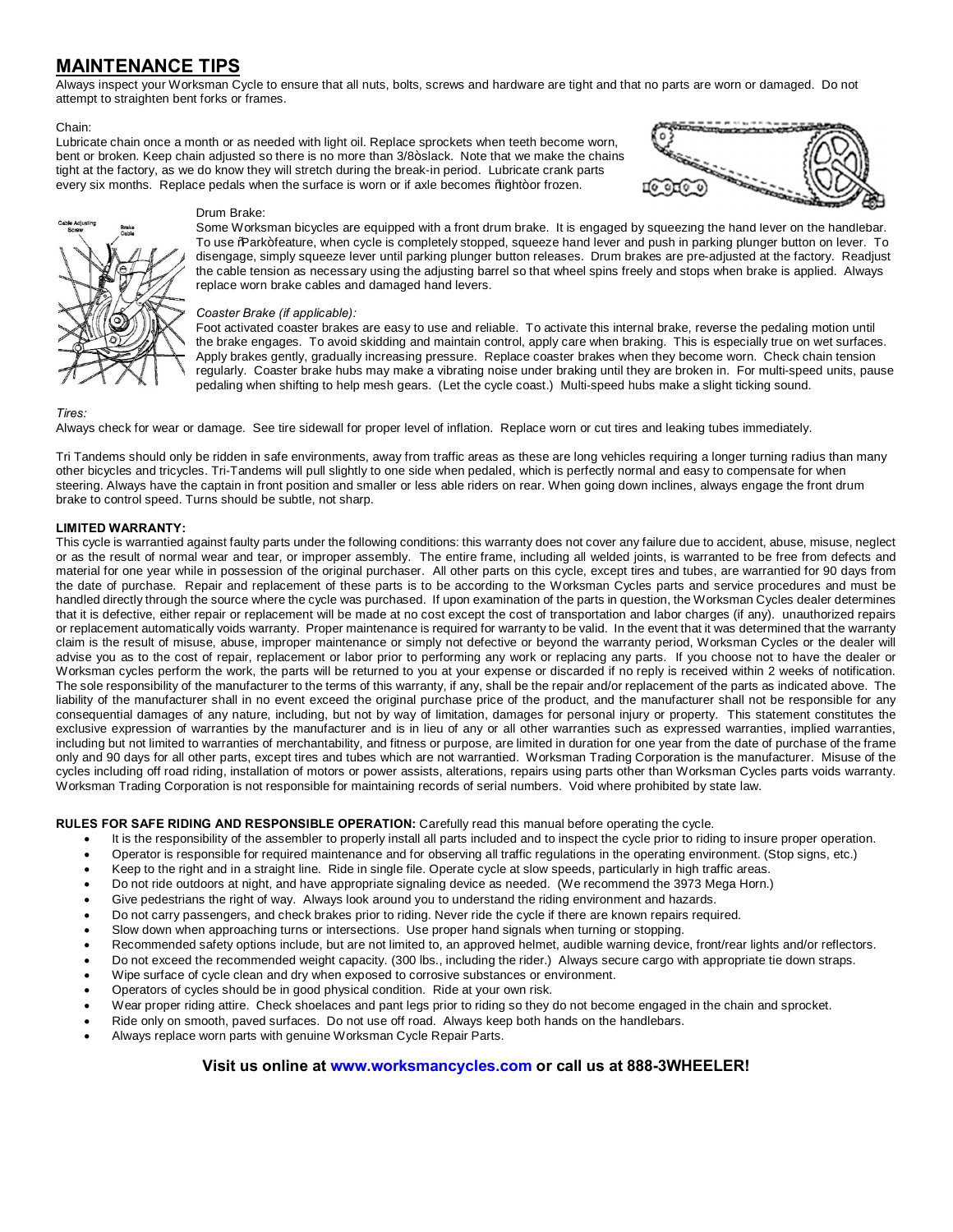# MAINTENANCE TIPS

Always inspect your Worksman Cycle to ensure that all nuts, bolts, screws and hardware are tight and that no parts are worn or damaged. Do not attempt to straighten bent forks or frames.

Chain:
Lubricate chain once a month or as needed with light oil. Replace sprockets when teeth become worn, bent or broken. Keep chain adjusted so there is no more than 3/8"slack. Note that we make the chains tight at the factory, as we do know they will stretch during the break-in period. Lubricate crank parts every six months. Replace pedals when the surface is worn or if axle becomes "tight" or frozen.

Cable Adjusting Screw

Brake Cable

Drum Brake:
Some Worksman bicycles are equipped with a front drum brake. It is engaged by squeezing the hand lever on the handlebar. To use "Park" feature, when cycle is completely stopped, squeeze hand lever and push in parking plunger button on lever. To disengage, simply squeeze lever until parking plunger button releases. Drum brakes are pre-adjusted at the factory. Readjust the cable tension as necessary using the adjusting barrel so that wheel spins freely and stops when brake is applied. Always replace worn brake cables and damaged hand levers.

*Coaster Brake (if applicable):*
Foot activated coaster brakes are easy to use and reliable. To activate this internal brake, reverse the pedaling motion until the brake engages. To avoid skidding and maintain control, apply care when braking. This is especially true on wet surfaces. Apply brakes gently, gradually increasing pressure. Replace coaster brakes when they become worn. Check chain tension regularly. Coaster brake hubs may make a vibrating noise under braking until they are broken in. For multi-speed units, pause pedaling when shifting to help mesh gears. (Let the cycle coast.) Multi-speed hubs make a slight ticking sound.

*Tires:*
Always check for wear or damage. See tire sidewall for proper level of inflation. Replace worn or cut tires and leaking tubes immediately.

Tri Tandems should only be ridden in safe environments, away from traffic areas as these are long vehicles requiring a longer turning radius than many other bicycles and tricycles. Tri-Tandems will pull slightly to one side when pedaled, which is perfectly normal and easy to compensate for when steering. Always have the captain in front position and smaller or less able riders on rear. When going down inclines, always engage the front drum brake to control speed. Turns should be subtle, not sharp.

**LIMITED WARRANTY:**
This cycle is warrantied against faulty parts under the following conditions: this warranty does not cover any failure due to accident, abuse, misuse, neglect or as the result of normal wear and tear, or improper assembly. The entire frame, including all welded joints, is warranted to be free from defects and material for one year while in possession of the original purchaser. All other parts on this cycle, except tires and tubes, are warrantied for 90 days from the date of purchase. Repair and replacement of these parts is to be according to the Worksman Cycles parts and service procedures and must be handled directly through the source where the cycle was purchased. If upon examination of the parts in question, the Worksman Cycles dealer determines that it is defective, either repair or replacement will be made at no cost except the cost of transportation and labor charges (if any). unauthorized repairs or replacement automatically voids warranty. Proper maintenance is required for warranty to be valid. In the event that it was determined that the warranty claim is the result of misuse, abuse, improper maintenance or simply not defective or beyond the warranty period, Worksman Cycles or the dealer will advise you as to the cost of repair, replacement or labor prior to performing any work or replacing any parts. If you choose not to have the dealer or Worksman cycles perform the work, the parts will be returned to you at your expense or discarded if no reply is received within 2 weeks of notification. The sole responsibility of the manufacturer to the terms of this warranty, if any, shall be the repair and/or replacement of the parts as indicated above. The liability of the manufacturer shall in no event exceed the original purchase price of the product, and the manufacturer shall not be responsible for any consequential damages of any nature, including, but not by way of limitation, damages for personal injury or property. This statement constitutes the exclusive expression of warranties by the manufacturer and is in lieu of any or all other warranties such as expressed warranties, implied warranties, including but not limited to warranties of merchantability, and fitness or purpose, are limited in duration for one year from the date of purchase of the frame only and 90 days for all other parts, except tires and tubes which are not warrantied. Worksman Trading Corporation is the manufacturer. Misuse of the cycles including off road riding, installation of motors or power assists, alterations, repairs using parts other than Worksman Cycles parts voids warranty. Worksman Trading Corporation is not responsible for maintaining records of serial numbers. Void where prohibited by state law.

**RULES FOR SAFE RIDING AND RESPONSIBLE OPERATION:** Carefully read this manual before operating the cycle.

- It is the responsibility of the assembler to properly install all parts included and to inspect the cycle prior to riding to insure proper operation.
- Operator is responsible for required maintenance and for observing all traffic regulations in the operating environment. (Stop signs, etc.)
- Keep to the right and in a straight line. Ride in single file. Operate cycle at slow speeds, particularly in high traffic areas.
- Do not ride outdoors at night, and have appropriate signaling device as needed. (We recommend the 3973 Mega Horn.)
- Give pedestrians the right of way. Always look around you to understand the riding environment and hazards.
- Do not carry passengers, and check brakes prior to riding. Never ride the cycle if there are known repairs required.
- Slow down when approaching turns or intersections. Use proper hand signals when turning or stopping.
- Recommended safety options include, but are not limited to, an approved helmet, audible warning device, front/rear lights and/or reflectors.
- Do not exceed the recommended weight capacity. (300 lbs., including the rider.) Always secure cargo with appropriate tie down straps.
- Wipe surface of cycle clean and dry when exposed to corrosive substances or environment.
- Operators of cycles should be in good physical condition. Ride at your own risk.
- Wear proper riding attire. Check shoelaces and pant legs prior to riding so they do not become engaged in the chain and sprocket.
- Ride only on smooth, paved surfaces. Do not use off road. Always keep both hands on the handlebars.
- Always replace worn parts with genuine Worksman Cycle Repair Parts.

**Visit us online at www.worksmancycles.com or call us at 888-3WHEELER!**